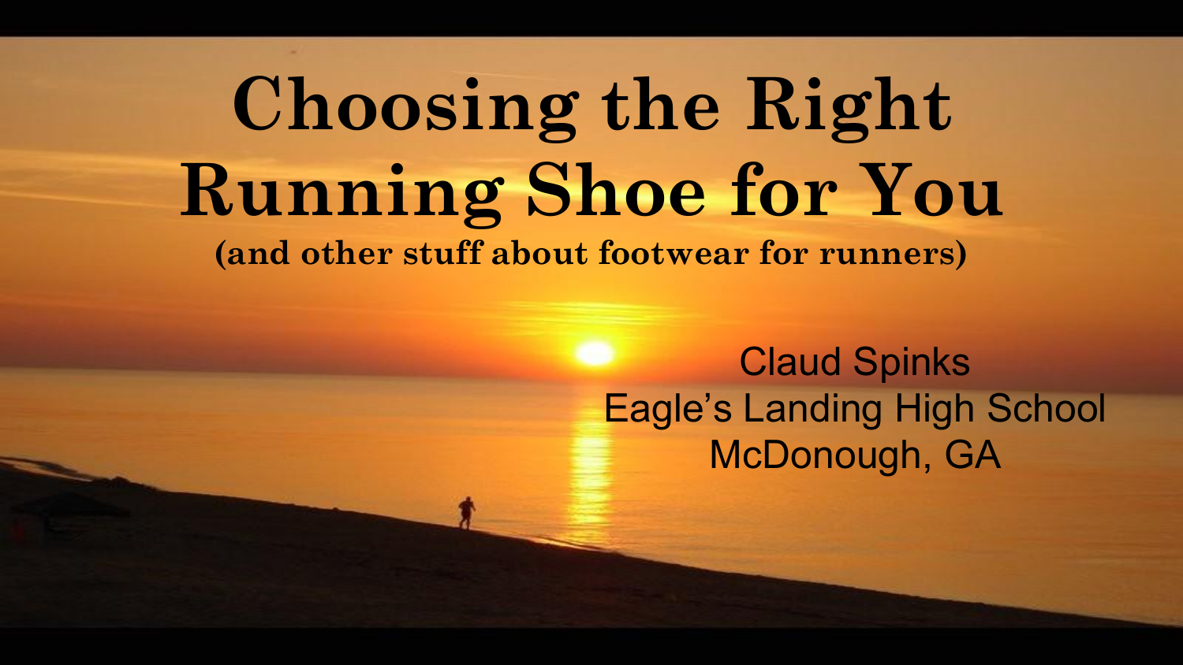# Choosing the Right Running Shoe for You

**(and other stuff about footwear for runners)**

Claud Spinks
Eagle's Landing High School
McDonough, GA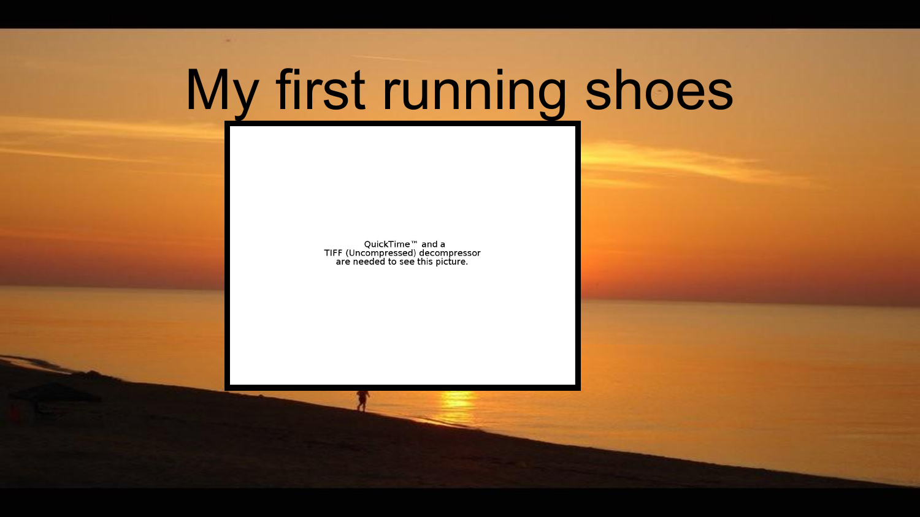# My first running shoes

QuickTime™ and a
TIFF (Uncompressed) decompressor
are needed to see this picture.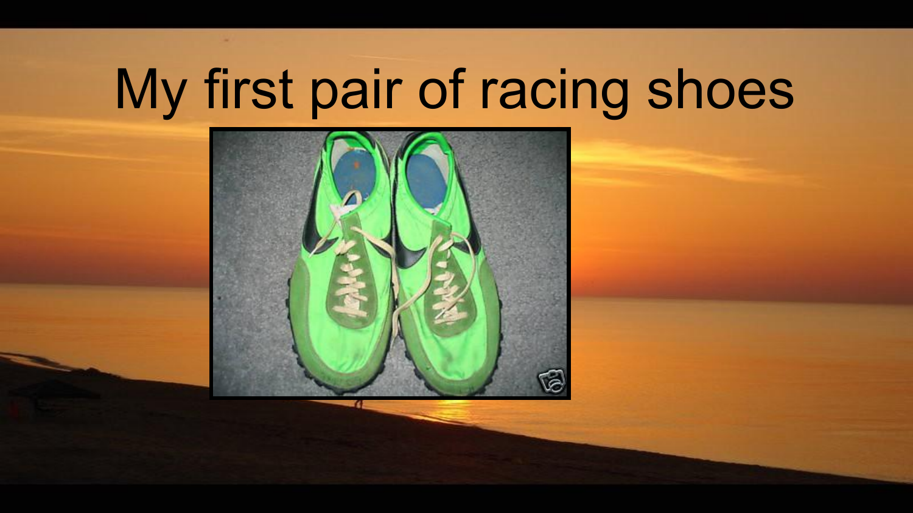# My first pair of racing shoes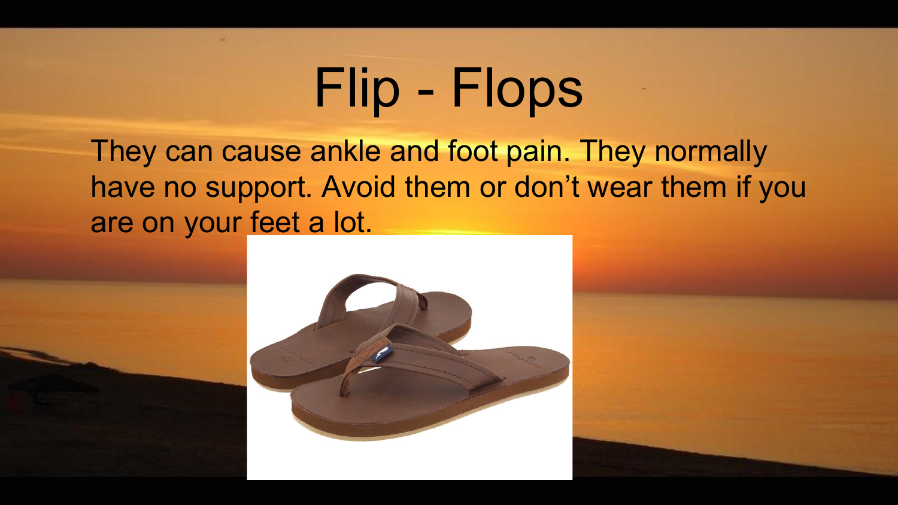# Flip - Flops

They can cause ankle and foot pain. They normally have no support. Avoid them or don't wear them if you are on your feet a lot.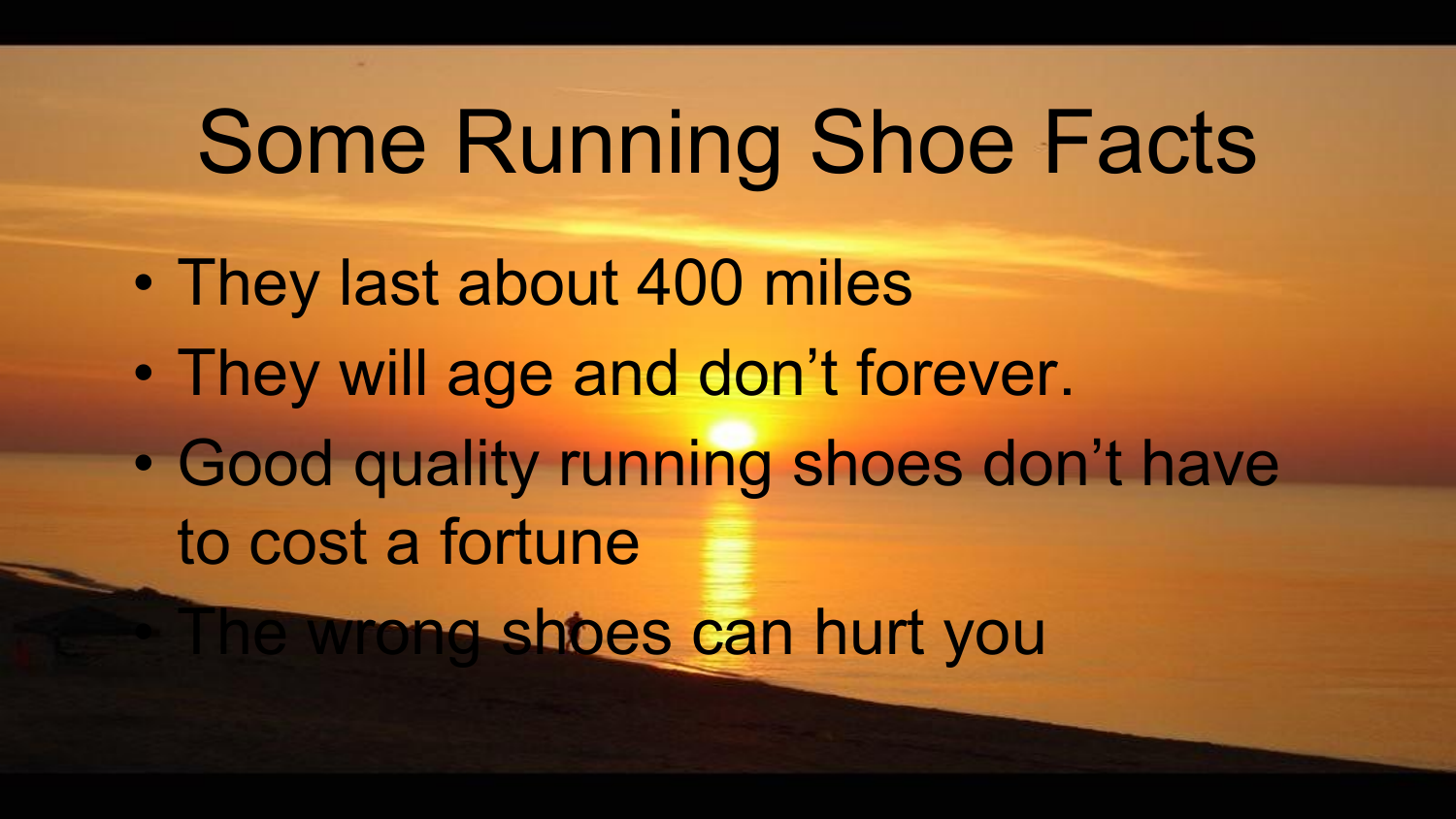# Some Running Shoe Facts

- They last about 400 miles
- They will age and don't forever.
- Good quality running shoes don't have to cost a fortune
- The wrong shoes can hurt you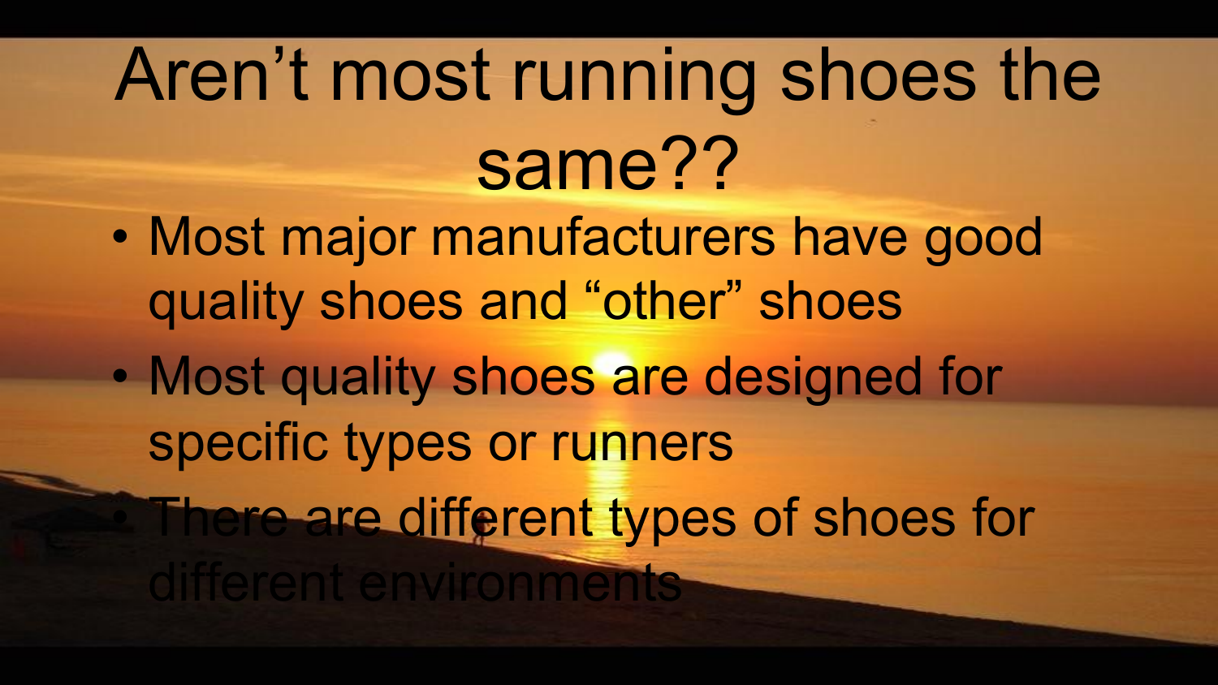# Aren't most running shoes the same??

- Most major manufacturers have good quality shoes and "other" shoes
- Most quality shoes are designed for specific types or runners
- There are different types of shoes for different environments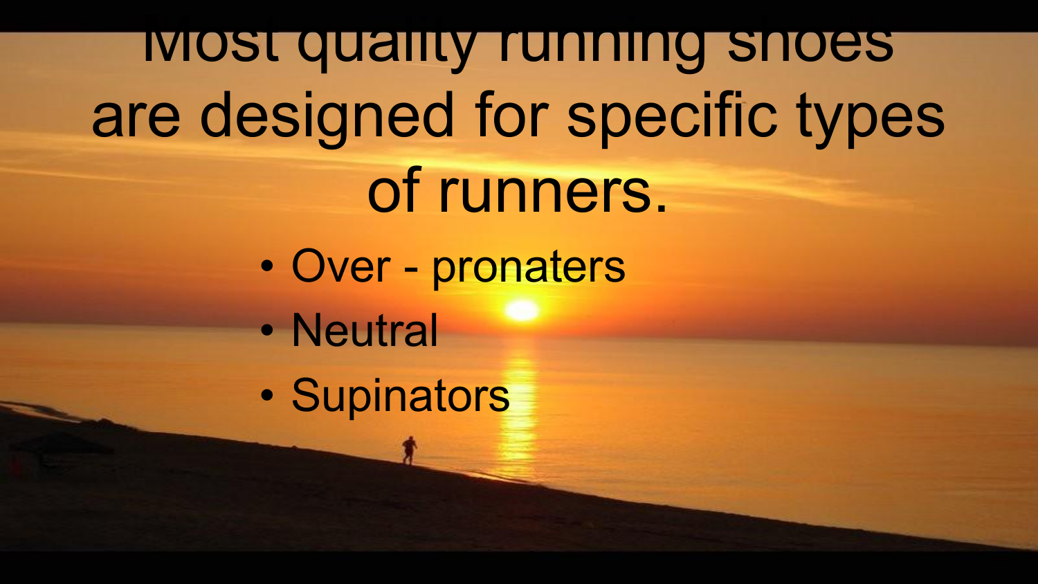# Most quality running shoes are designed for specific types of runners.

- Over - pronaters
- Neutral
- Supinators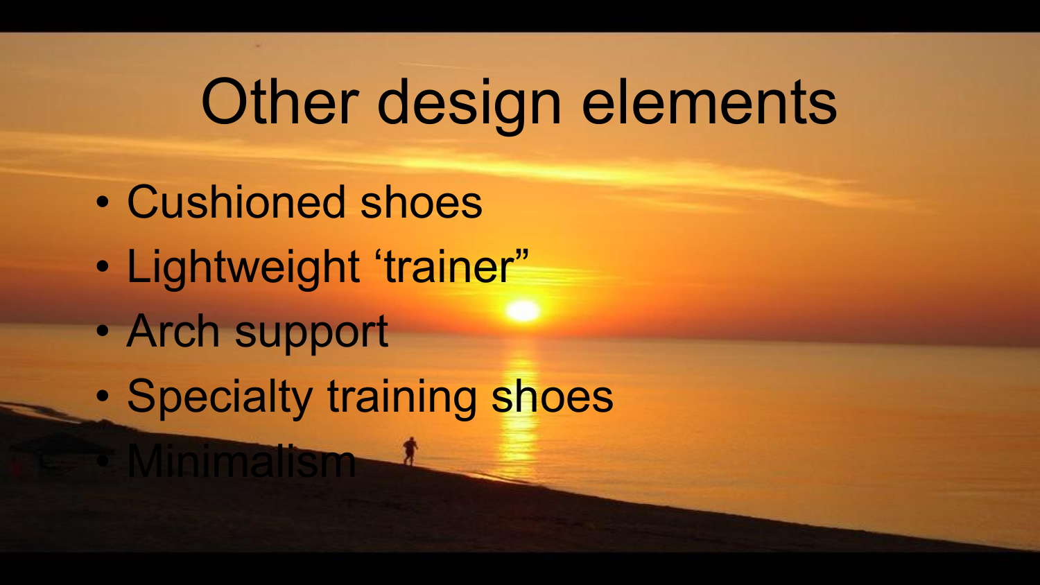# Other design elements

- Cushioned shoes
- Lightweight ‘trainer”
- Arch support
- Specialty training shoes
- Minimalism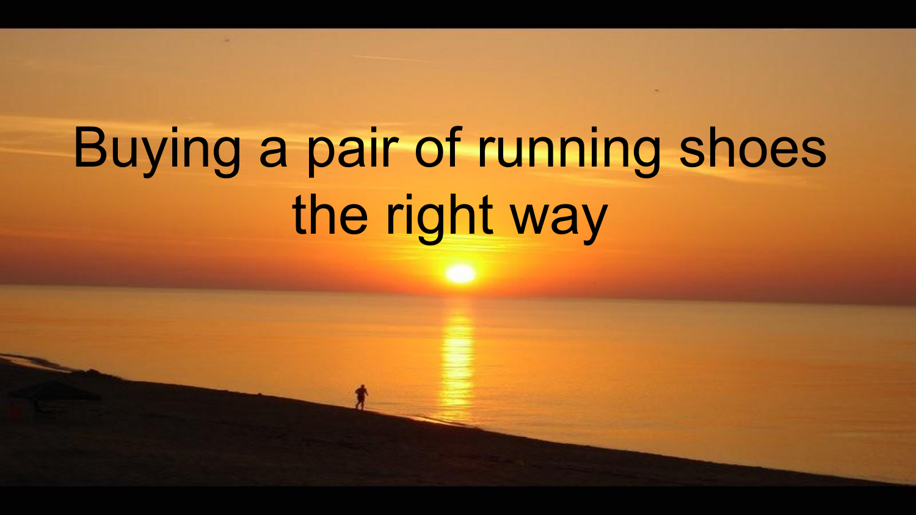# Buying a pair of running shoes the right way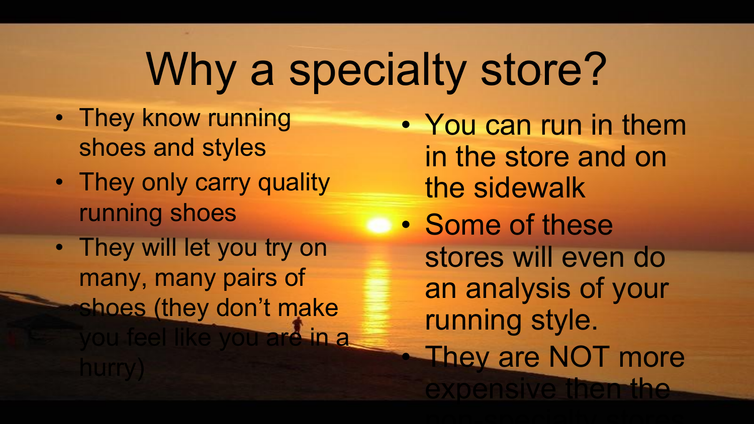# Why a specialty store?

- They know running shoes and styles
- They only carry quality running shoes
- They will let you try on many, many pairs of shoes (they don't make you feel like you are in a hurry)
- You can run in them in the store and on the sidewalk
- Some of these stores will even do an analysis of your running style.
- They are NOT more expensive then the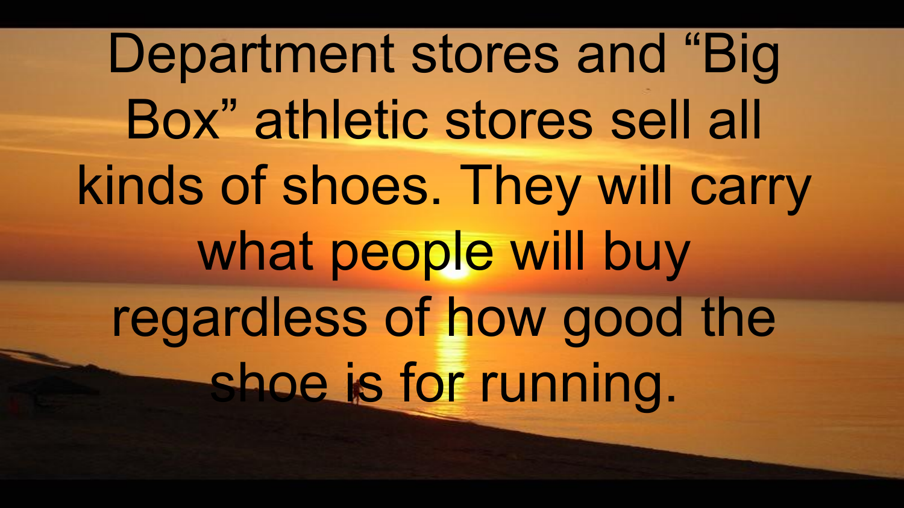Department stores and “Big Box” athletic stores sell all kinds of shoes. They will carry what people will buy regardless of how good the shoe is for running.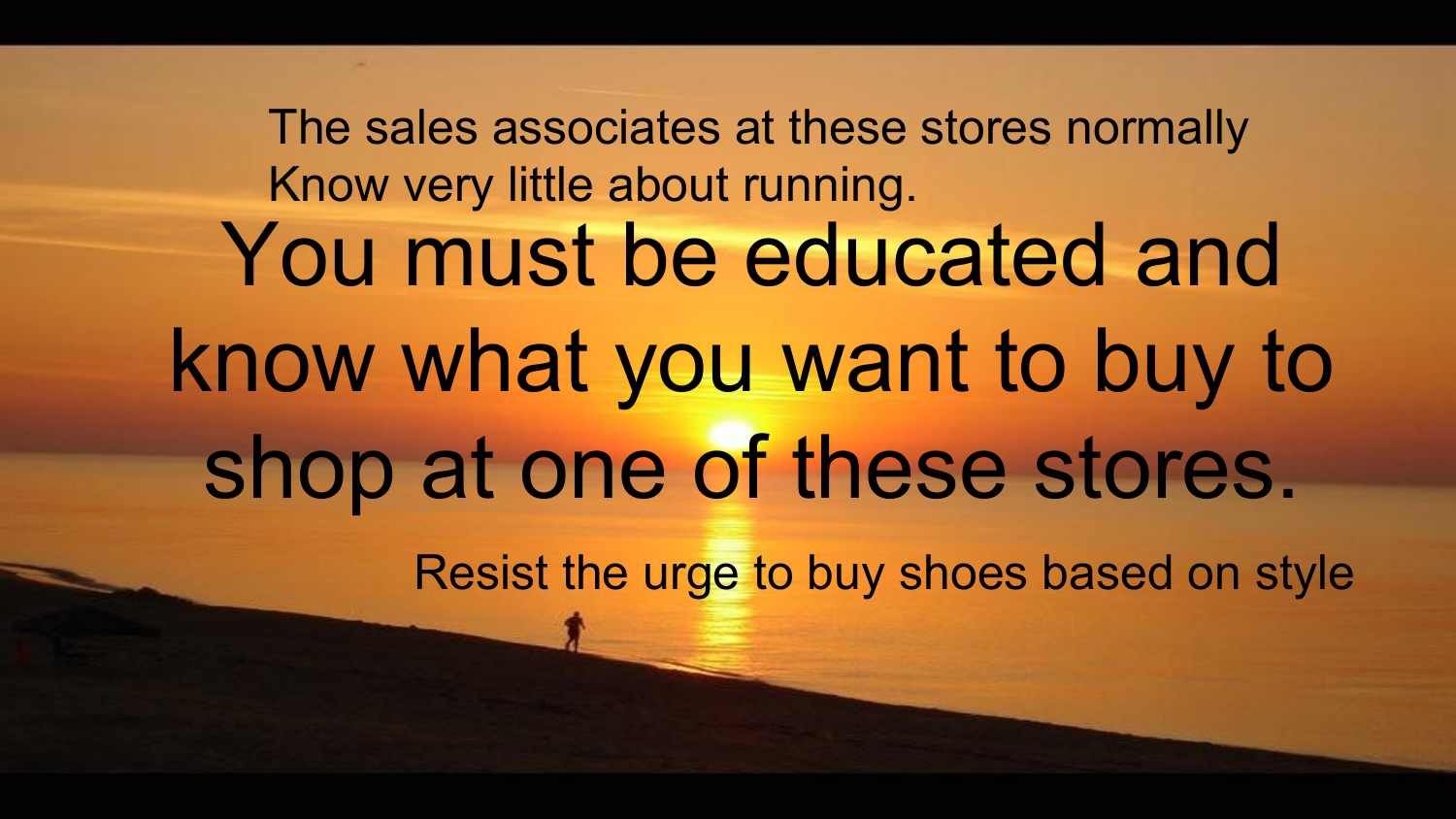The sales associates at these stores normally
Know very little about running.

# You must be educated and know what you want to buy to shop at one of these stores.

Resist the urge to buy shoes based on style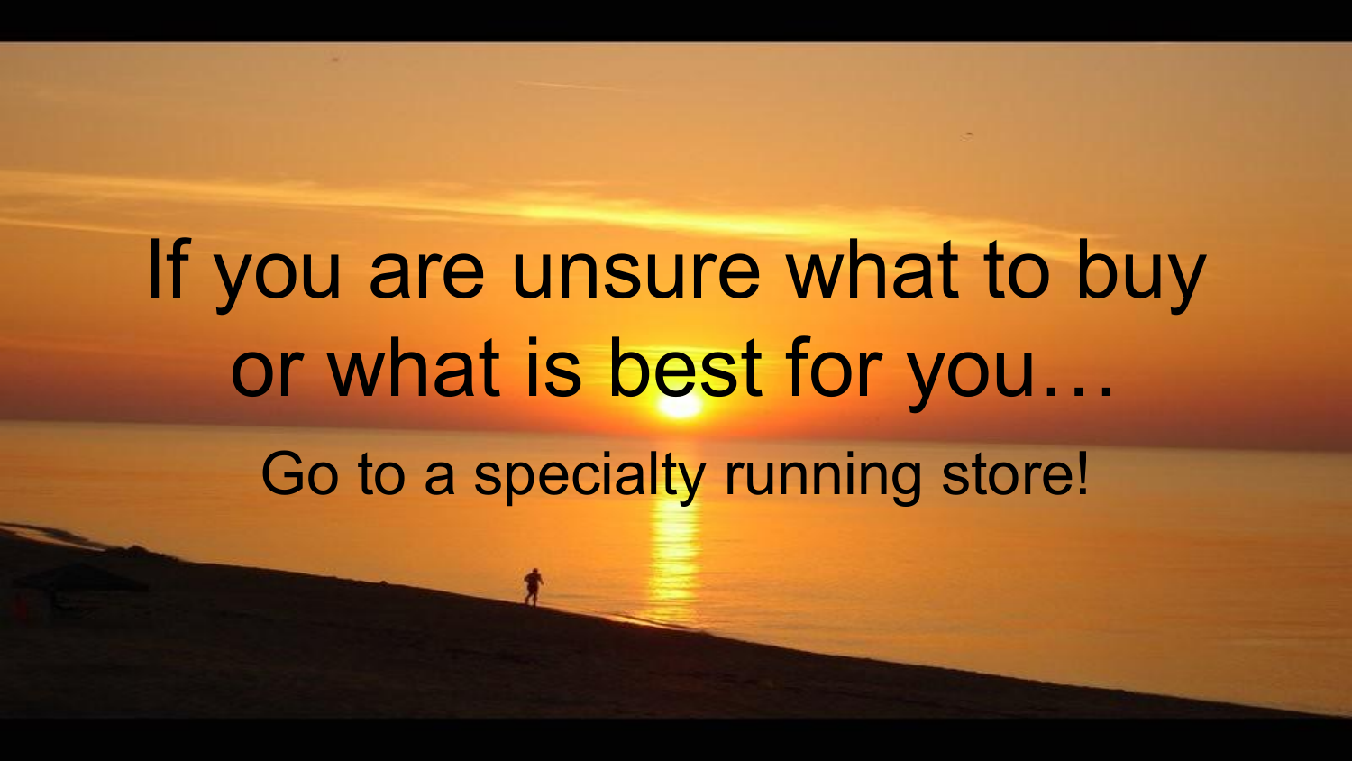If you are unsure what to buy or what is best for you…

Go to a specialty running store!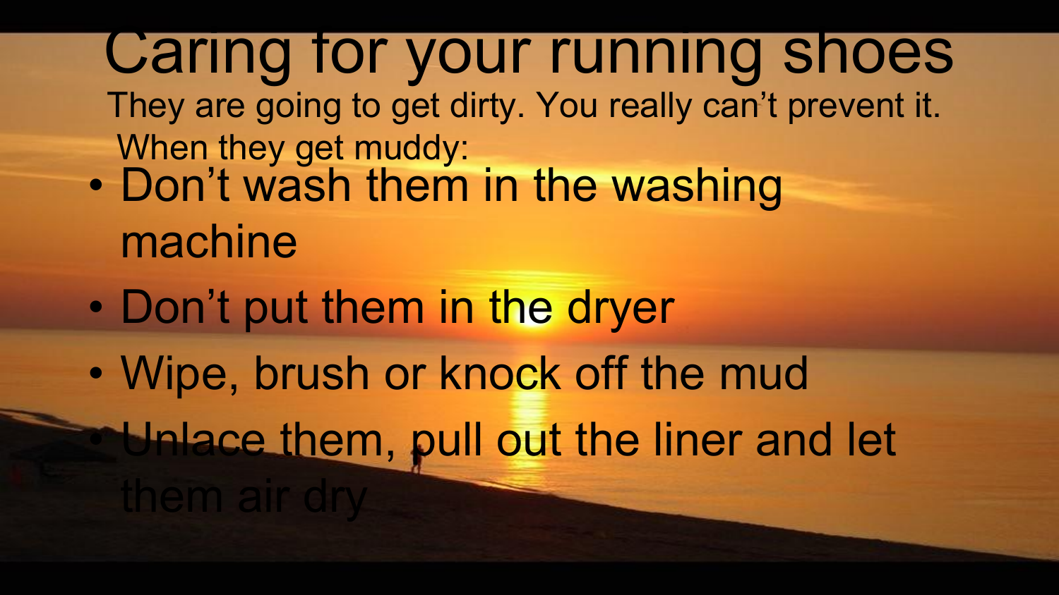# Caring for your running shoes

They are going to get dirty. You really can't prevent it.

When they get muddy:

- Don't wash them in the washing machine
- Don't put them in the dryer
- Wipe, brush or knock off the mud
- Unlace them, pull out the liner and let them air dry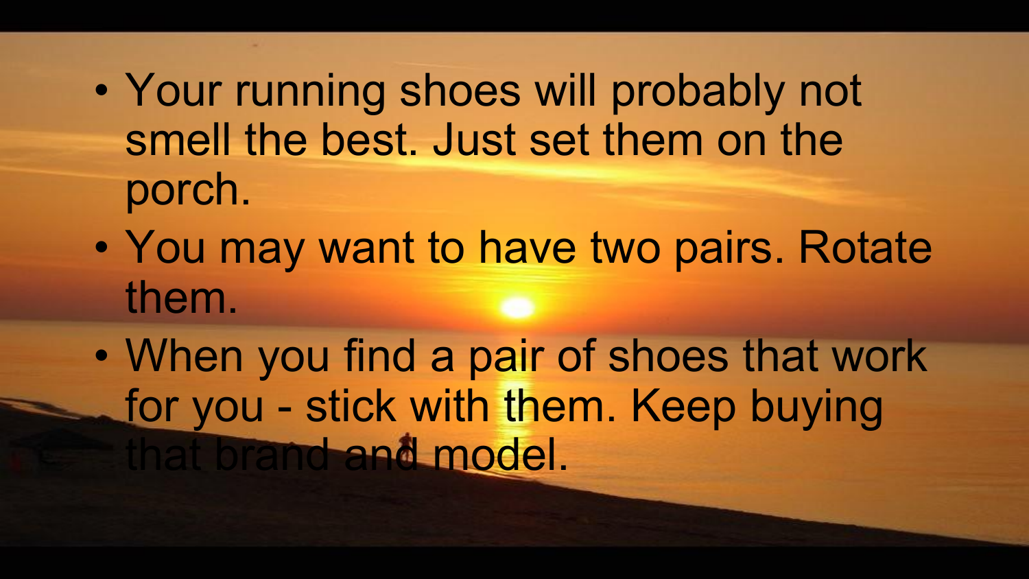- Your running shoes will probably not smell the best. Just set them on the porch.
- You may want to have two pairs. Rotate them.
- When you find a pair of shoes that work for you - stick with them. Keep buying that brand and model.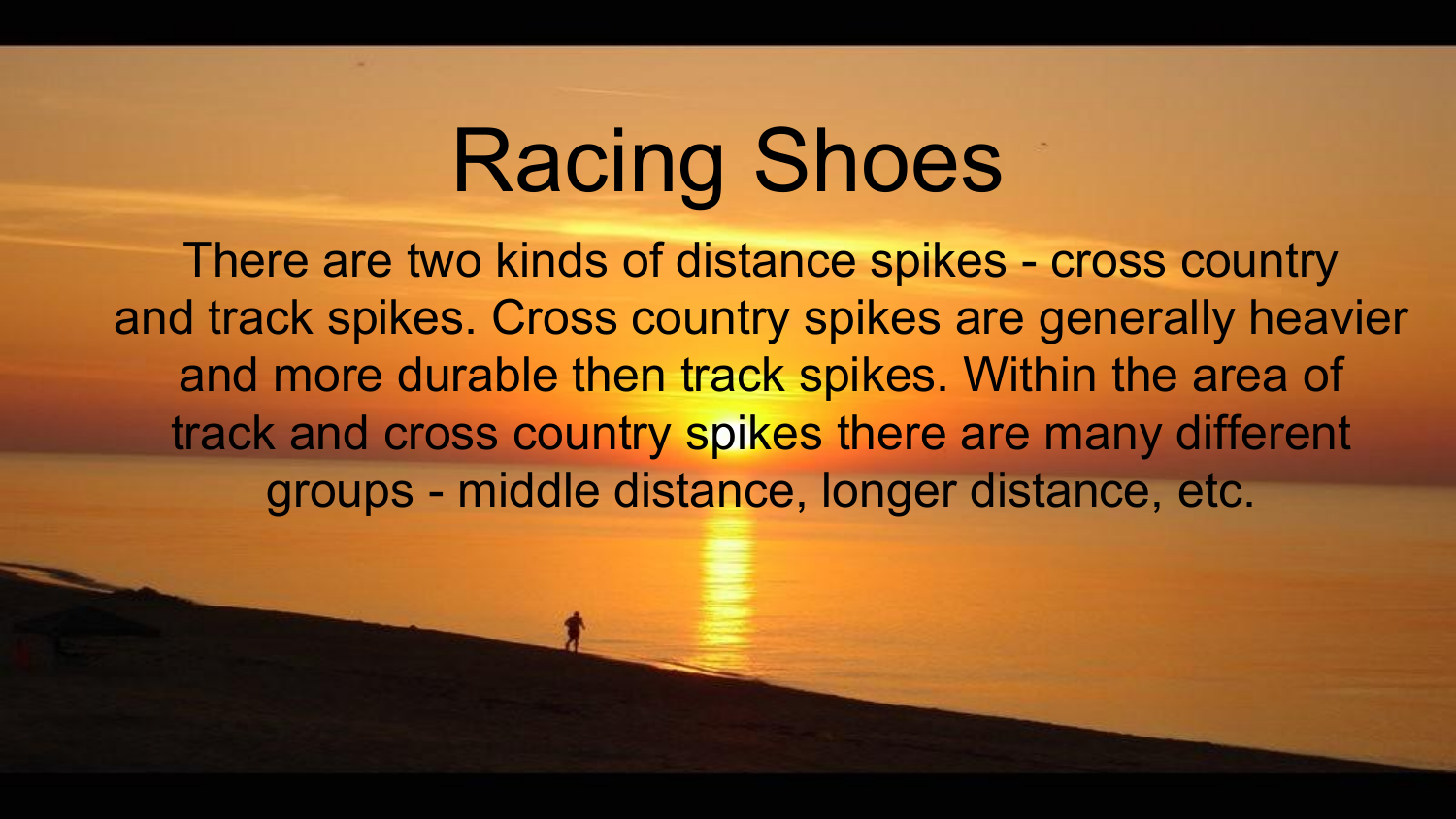# Racing Shoes

There are two kinds of distance spikes - cross country and track spikes. Cross country spikes are generally heavier and more durable then track spikes. Within the area of track and cross country spikes there are many different groups - middle distance, longer distance, etc.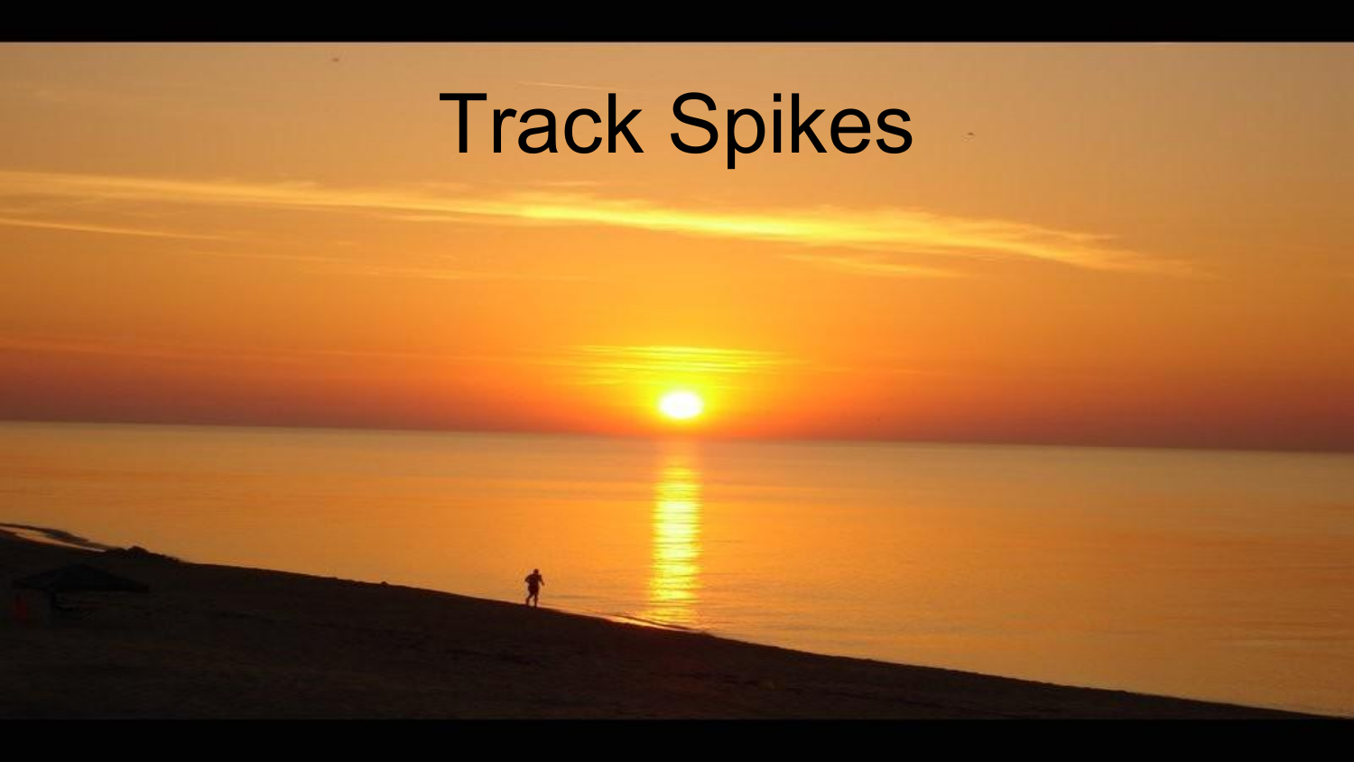# Track Spikes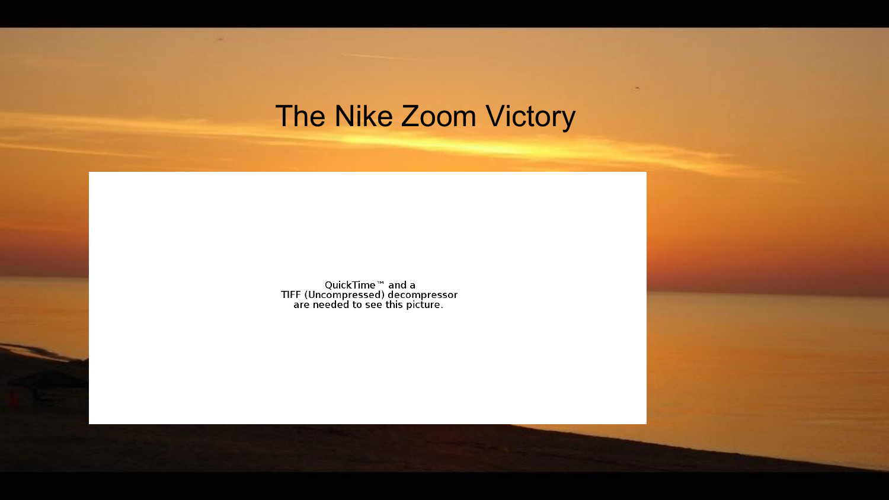# The Nike Zoom Victory

QuickTime™ and a
TIFF (Uncompressed) decompressor
are needed to see this picture.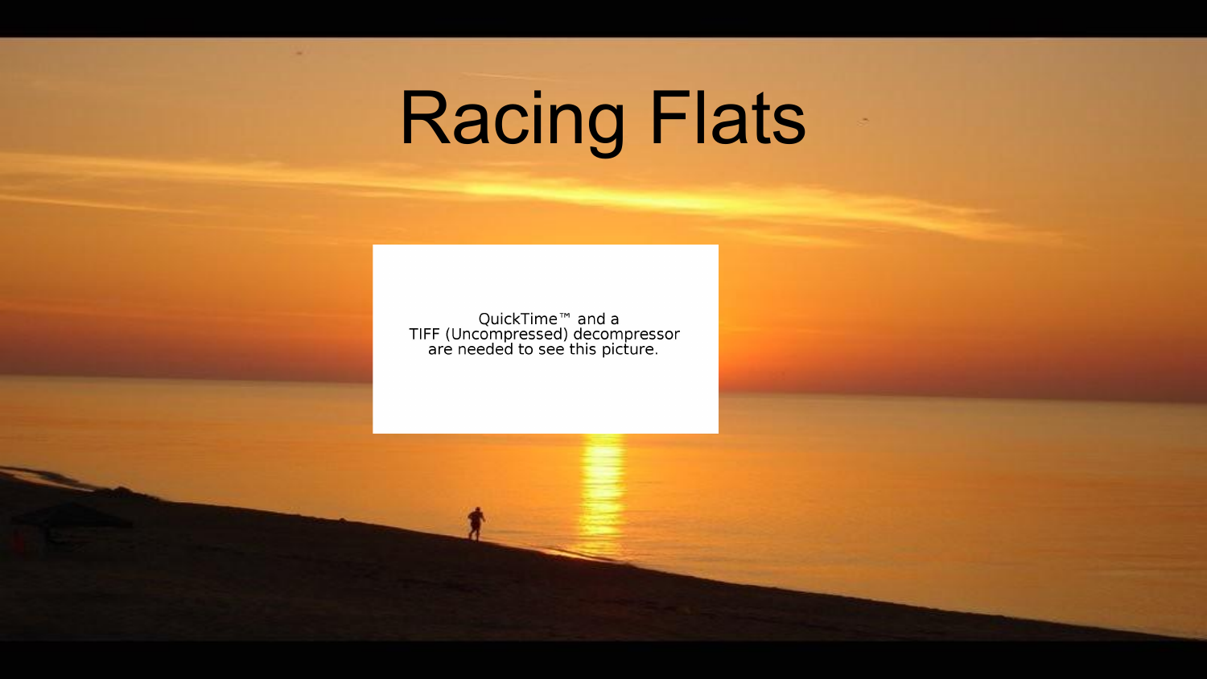# Racing Flats

QuickTime™ and a
TIFF (Uncompressed) decompressor
are needed to see this picture.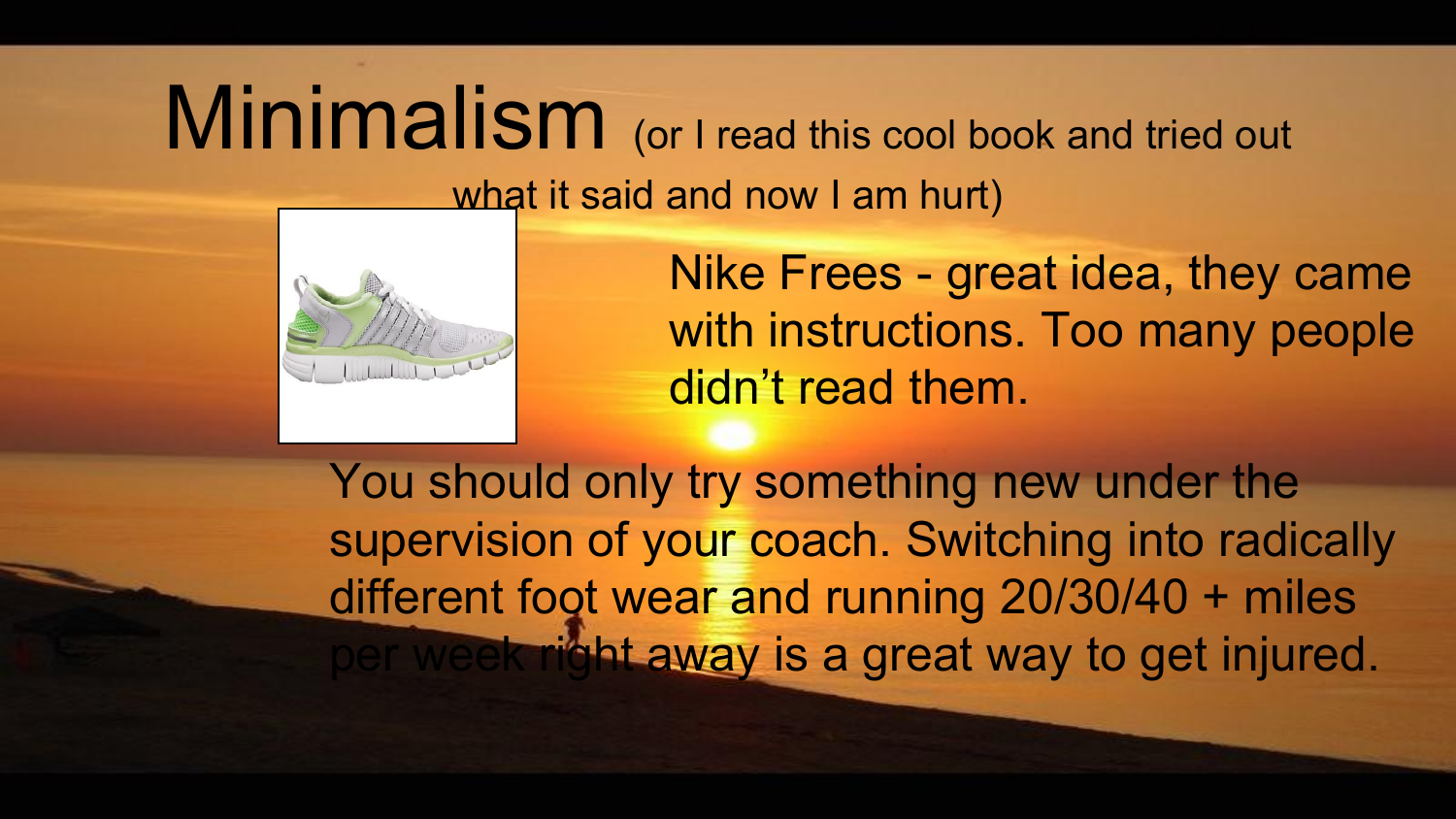# Minimalism (or I read this cool book and tried out what it said and now I am hurt)

Nike Frees - great idea, they came with instructions. Too many people didn't read them.

You should only try something new under the supervision of your coach. Switching into radically different foot wear and running 20/30/40 + miles per week right away is a great way to get injured.